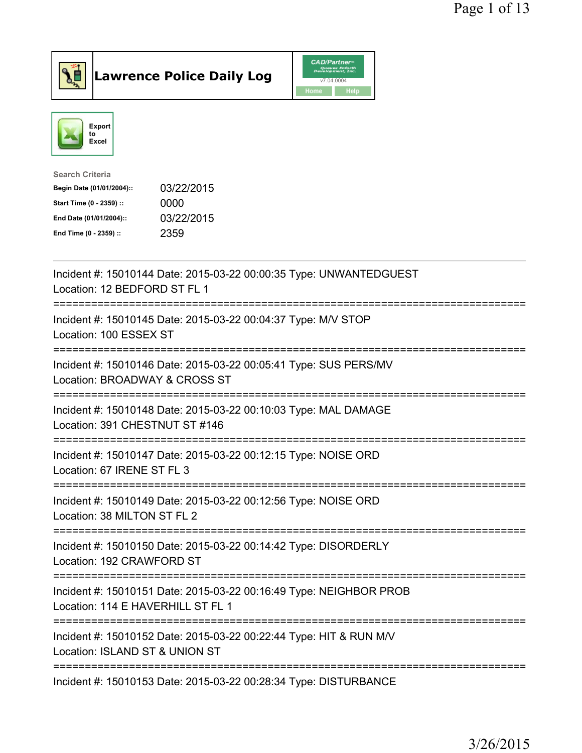# Lawrence Police Daily Log

CAD/Partner v7.04.0004

Home | Help

Export to Excel

**Search Criteria**

| | |
|---|---|
| **Begin Date (01/01/2004)::** | 03/22/2015 |
| **Start Time (0 - 2359) ::** | 0000 |
| **End Date (01/01/2004)::** | 03/22/2015 |
| **End Time (0 - 2359) ::** | 2359 |

---

Incident #: 15010144 Date: 2015-03-22 00:00:35 Type: UNWANTEDGUEST
Location: 12 BEDFORD ST FL 1

===========================================================================

Incident #: 15010145 Date: 2015-03-22 00:04:37 Type: M/V STOP
Location: 100 ESSEX ST

===========================================================================

Incident #: 15010146 Date: 2015-03-22 00:05:41 Type: SUS PERS/MV
Location: BROADWAY & CROSS ST

===========================================================================

Incident #: 15010148 Date: 2015-03-22 00:10:03 Type: MAL DAMAGE
Location: 391 CHESTNUT ST #146

===========================================================================

Incident #: 15010147 Date: 2015-03-22 00:12:15 Type: NOISE ORD
Location: 67 IRENE ST FL 3

===========================================================================

Incident #: 15010149 Date: 2015-03-22 00:12:56 Type: NOISE ORD
Location: 38 MILTON ST FL 2

===========================================================================

Incident #: 15010150 Date: 2015-03-22 00:14:42 Type: DISORDERLY
Location: 192 CRAWFORD ST

===========================================================================

Incident #: 15010151 Date: 2015-03-22 00:16:49 Type: NEIGHBOR PROB
Location: 114 E HAVERHILL ST FL 1

===========================================================================

Incident #: 15010152 Date: 2015-03-22 00:22:44 Type: HIT & RUN M/V
Location: ISLAND ST & UNION ST

===========================================================================

Incident #: 15010153 Date: 2015-03-22 00:28:34 Type: DISTURBANCE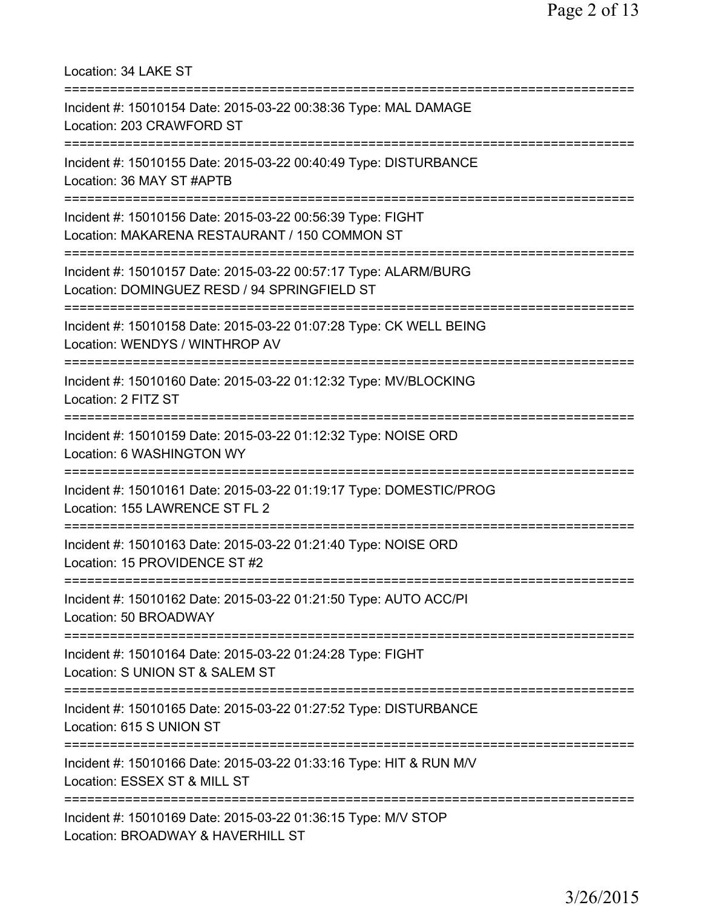Location: 34 LAKE ST

===========================================================================

Incident #: 15010154 Date: 2015-03-22 00:38:36 Type: MAL DAMAGE
Location: 203 CRAWFORD ST

===========================================================================

Incident #: 15010155 Date: 2015-03-22 00:40:49 Type: DISTURBANCE
Location: 36 MAY ST #APTB

===========================================================================

Incident #: 15010156 Date: 2015-03-22 00:56:39 Type: FIGHT
Location: MAKARENA RESTAURANT / 150 COMMON ST

===========================================================================

Incident #: 15010157 Date: 2015-03-22 00:57:17 Type: ALARM/BURG
Location: DOMINGUEZ RESD / 94 SPRINGFIELD ST

===========================================================================

Incident #: 15010158 Date: 2015-03-22 01:07:28 Type: CK WELL BEING
Location: WENDYS / WINTHROP AV

===========================================================================

Incident #: 15010160 Date: 2015-03-22 01:12:32 Type: MV/BLOCKING
Location: 2 FITZ ST

===========================================================================

Incident #: 15010159 Date: 2015-03-22 01:12:32 Type: NOISE ORD
Location: 6 WASHINGTON WY

===========================================================================

Incident #: 15010161 Date: 2015-03-22 01:19:17 Type: DOMESTIC/PROG
Location: 155 LAWRENCE ST FL 2

===========================================================================

Incident #: 15010163 Date: 2015-03-22 01:21:40 Type: NOISE ORD
Location: 15 PROVIDENCE ST #2

===========================================================================

Incident #: 15010162 Date: 2015-03-22 01:21:50 Type: AUTO ACC/PI
Location: 50 BROADWAY

===========================================================================

Incident #: 15010164 Date: 2015-03-22 01:24:28 Type: FIGHT
Location: S UNION ST & SALEM ST

===========================================================================

Incident #: 15010165 Date: 2015-03-22 01:27:52 Type: DISTURBANCE
Location: 615 S UNION ST

===========================================================================

Incident #: 15010166 Date: 2015-03-22 01:33:16 Type: HIT & RUN M/V
Location: ESSEX ST & MILL ST

===========================================================================

Incident #: 15010169 Date: 2015-03-22 01:36:15 Type: M/V STOP
Location: BROADWAY & HAVERHILL ST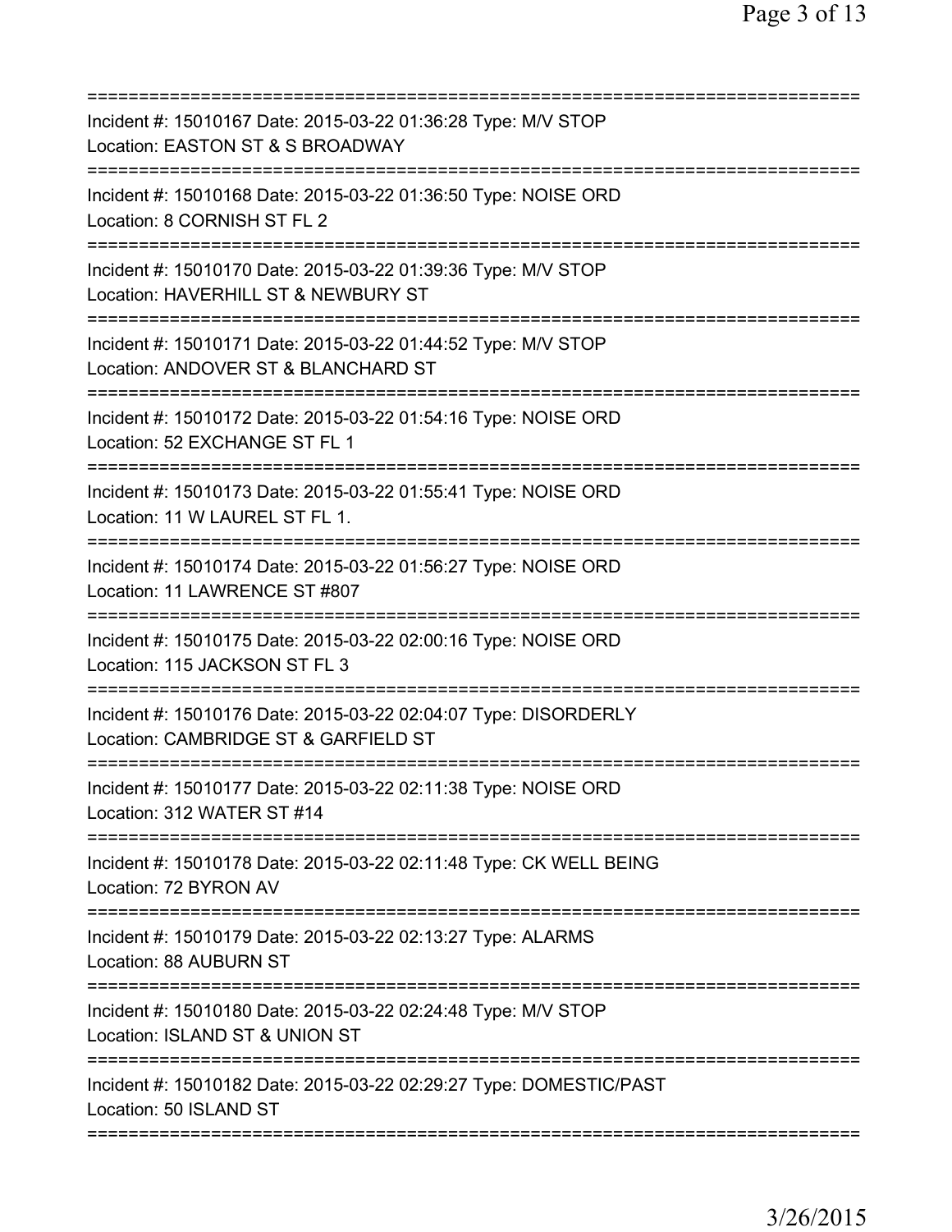Incident #: 15010167 Date: 2015-03-22 01:36:28 Type: M/V STOP
Location: EASTON ST & S BROADWAY

Incident #: 15010168 Date: 2015-03-22 01:36:50 Type: NOISE ORD
Location: 8 CORNISH ST FL 2

Incident #: 15010170 Date: 2015-03-22 01:39:36 Type: M/V STOP
Location: HAVERHILL ST & NEWBURY ST

Incident #: 15010171 Date: 2015-03-22 01:44:52 Type: M/V STOP
Location: ANDOVER ST & BLANCHARD ST

Incident #: 15010172 Date: 2015-03-22 01:54:16 Type: NOISE ORD
Location: 52 EXCHANGE ST FL 1

Incident #: 15010173 Date: 2015-03-22 01:55:41 Type: NOISE ORD
Location: 11 W LAUREL ST FL 1.

Incident #: 15010174 Date: 2015-03-22 01:56:27 Type: NOISE ORD
Location: 11 LAWRENCE ST #807

Incident #: 15010175 Date: 2015-03-22 02:00:16 Type: NOISE ORD
Location: 115 JACKSON ST FL 3

Incident #: 15010176 Date: 2015-03-22 02:04:07 Type: DISORDERLY
Location: CAMBRIDGE ST & GARFIELD ST

Incident #: 15010177 Date: 2015-03-22 02:11:38 Type: NOISE ORD
Location: 312 WATER ST #14

Incident #: 15010178 Date: 2015-03-22 02:11:48 Type: CK WELL BEING
Location: 72 BYRON AV

Incident #: 15010179 Date: 2015-03-22 02:13:27 Type: ALARMS
Location: 88 AUBURN ST

Incident #: 15010180 Date: 2015-03-22 02:24:48 Type: M/V STOP
Location: ISLAND ST & UNION ST

Incident #: 15010182 Date: 2015-03-22 02:29:27 Type: DOMESTIC/PAST
Location: 50 ISLAND ST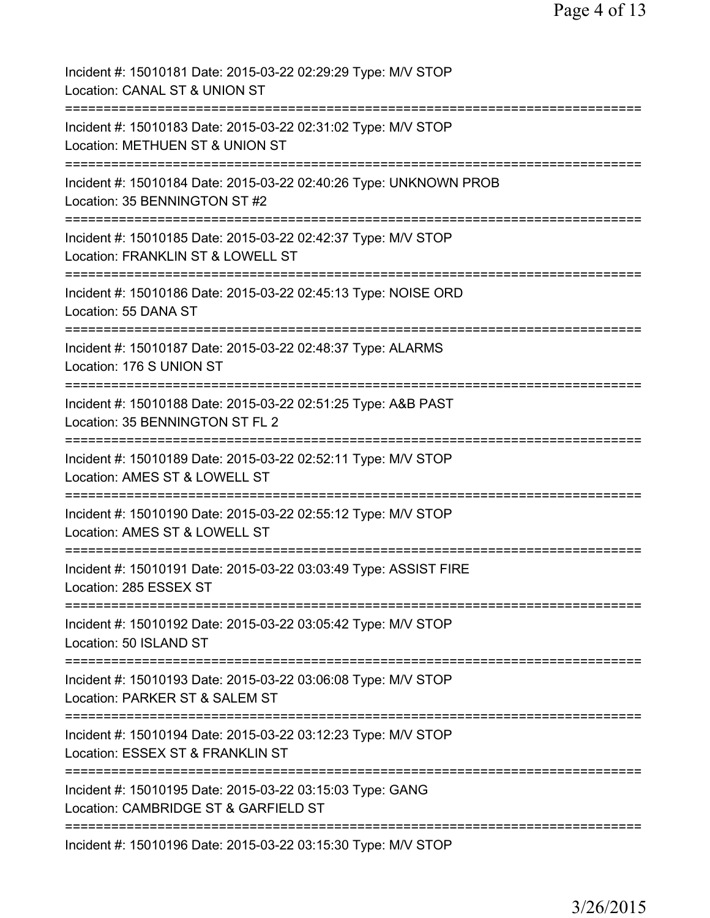Incident #: 15010181 Date: 2015-03-22 02:29:29 Type: M/V STOP
Location: CANAL ST & UNION ST
===========================================================================
Incident #: 15010183 Date: 2015-03-22 02:31:02 Type: M/V STOP
Location: METHUEN ST & UNION ST
===========================================================================
Incident #: 15010184 Date: 2015-03-22 02:40:26 Type: UNKNOWN PROB
Location: 35 BENNINGTON ST #2
===========================================================================
Incident #: 15010185 Date: 2015-03-22 02:42:37 Type: M/V STOP
Location: FRANKLIN ST & LOWELL ST
===========================================================================
Incident #: 15010186 Date: 2015-03-22 02:45:13 Type: NOISE ORD
Location: 55 DANA ST
===========================================================================
Incident #: 15010187 Date: 2015-03-22 02:48:37 Type: ALARMS
Location: 176 S UNION ST
===========================================================================
Incident #: 15010188 Date: 2015-03-22 02:51:25 Type: A&B PAST
Location: 35 BENNINGTON ST FL 2
===========================================================================
Incident #: 15010189 Date: 2015-03-22 02:52:11 Type: M/V STOP
Location: AMES ST & LOWELL ST
===========================================================================
Incident #: 15010190 Date: 2015-03-22 02:55:12 Type: M/V STOP
Location: AMES ST & LOWELL ST
===========================================================================
Incident #: 15010191 Date: 2015-03-22 03:03:49 Type: ASSIST FIRE
Location: 285 ESSEX ST
===========================================================================
Incident #: 15010192 Date: 2015-03-22 03:05:42 Type: M/V STOP
Location: 50 ISLAND ST
===========================================================================
Incident #: 15010193 Date: 2015-03-22 03:06:08 Type: M/V STOP
Location: PARKER ST & SALEM ST
===========================================================================
Incident #: 15010194 Date: 2015-03-22 03:12:23 Type: M/V STOP
Location: ESSEX ST & FRANKLIN ST
===========================================================================
Incident #: 15010195 Date: 2015-03-22 03:15:03 Type: GANG
Location: CAMBRIDGE ST & GARFIELD ST
===========================================================================
Incident #: 15010196 Date: 2015-03-22 03:15:30 Type: M/V STOP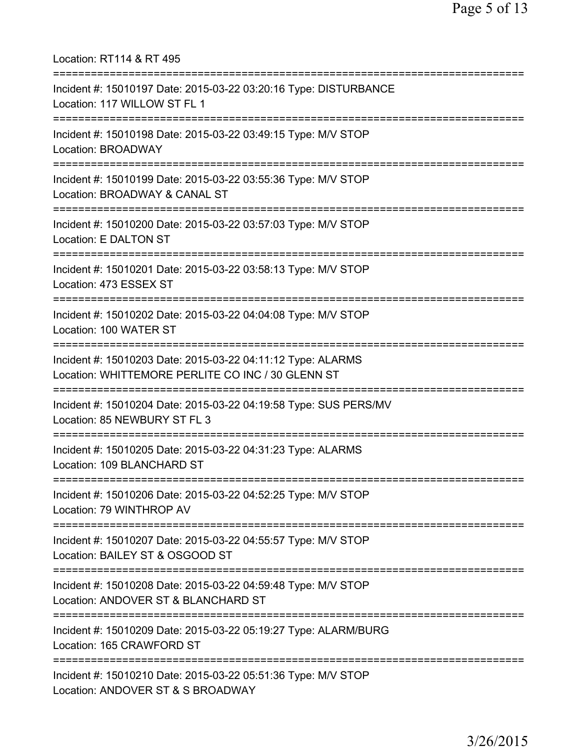Location: RT114 & RT 495

===========================================================================

Incident #: 15010197 Date: 2015-03-22 03:20:16 Type: DISTURBANCE
Location: 117 WILLOW ST FL 1

===========================================================================

Incident #: 15010198 Date: 2015-03-22 03:49:15 Type: M/V STOP
Location: BROADWAY

===========================================================================

Incident #: 15010199 Date: 2015-03-22 03:55:36 Type: M/V STOP
Location: BROADWAY & CANAL ST

===========================================================================

Incident #: 15010200 Date: 2015-03-22 03:57:03 Type: M/V STOP
Location: E DALTON ST

===========================================================================

Incident #: 15010201 Date: 2015-03-22 03:58:13 Type: M/V STOP
Location: 473 ESSEX ST

===========================================================================

Incident #: 15010202 Date: 2015-03-22 04:04:08 Type: M/V STOP
Location: 100 WATER ST

===========================================================================

Incident #: 15010203 Date: 2015-03-22 04:11:12 Type: ALARMS
Location: WHITTEMORE PERLITE CO INC / 30 GLENN ST

===========================================================================

Incident #: 15010204 Date: 2015-03-22 04:19:58 Type: SUS PERS/MV
Location: 85 NEWBURY ST FL 3

===========================================================================

Incident #: 15010205 Date: 2015-03-22 04:31:23 Type: ALARMS
Location: 109 BLANCHARD ST

===========================================================================

Incident #: 15010206 Date: 2015-03-22 04:52:25 Type: M/V STOP
Location: 79 WINTHROP AV

===========================================================================

Incident #: 15010207 Date: 2015-03-22 04:55:57 Type: M/V STOP
Location: BAILEY ST & OSGOOD ST

===========================================================================

Incident #: 15010208 Date: 2015-03-22 04:59:48 Type: M/V STOP
Location: ANDOVER ST & BLANCHARD ST

===========================================================================

Incident #: 15010209 Date: 2015-03-22 05:19:27 Type: ALARM/BURG
Location: 165 CRAWFORD ST

===========================================================================

Incident #: 15010210 Date: 2015-03-22 05:51:36 Type: M/V STOP
Location: ANDOVER ST & S BROADWAY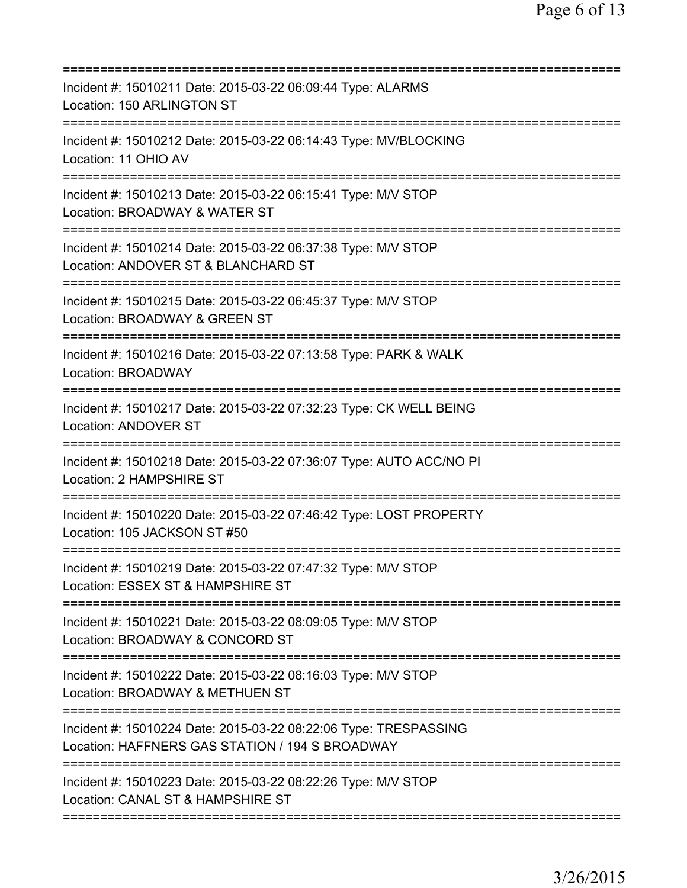===========================================================================

Incident #: 15010211 Date: 2015-03-22 06:09:44 Type: ALARMS
Location: 150 ARLINGTON ST

===========================================================================

Incident #: 15010212 Date: 2015-03-22 06:14:43 Type: MV/BLOCKING
Location: 11 OHIO AV

===========================================================================

Incident #: 15010213 Date: 2015-03-22 06:15:41 Type: M/V STOP
Location: BROADWAY & WATER ST

===========================================================================

Incident #: 15010214 Date: 2015-03-22 06:37:38 Type: M/V STOP
Location: ANDOVER ST & BLANCHARD ST

===========================================================================

Incident #: 15010215 Date: 2015-03-22 06:45:37 Type: M/V STOP
Location: BROADWAY & GREEN ST

===========================================================================

Incident #: 15010216 Date: 2015-03-22 07:13:58 Type: PARK & WALK
Location: BROADWAY

===========================================================================

Incident #: 15010217 Date: 2015-03-22 07:32:23 Type: CK WELL BEING
Location: ANDOVER ST

===========================================================================

Incident #: 15010218 Date: 2015-03-22 07:36:07 Type: AUTO ACC/NO PI
Location: 2 HAMPSHIRE ST

===========================================================================

Incident #: 15010220 Date: 2015-03-22 07:46:42 Type: LOST PROPERTY
Location: 105 JACKSON ST #50

===========================================================================

Incident #: 15010219 Date: 2015-03-22 07:47:32 Type: M/V STOP
Location: ESSEX ST & HAMPSHIRE ST

===========================================================================

Incident #: 15010221 Date: 2015-03-22 08:09:05 Type: M/V STOP
Location: BROADWAY & CONCORD ST

===========================================================================

Incident #: 15010222 Date: 2015-03-22 08:16:03 Type: M/V STOP
Location: BROADWAY & METHUEN ST

===========================================================================

Incident #: 15010224 Date: 2015-03-22 08:22:06 Type: TRESPASSING
Location: HAFFNERS GAS STATION / 194 S BROADWAY

===========================================================================

Incident #: 15010223 Date: 2015-03-22 08:22:26 Type: M/V STOP
Location: CANAL ST & HAMPSHIRE ST

===========================================================================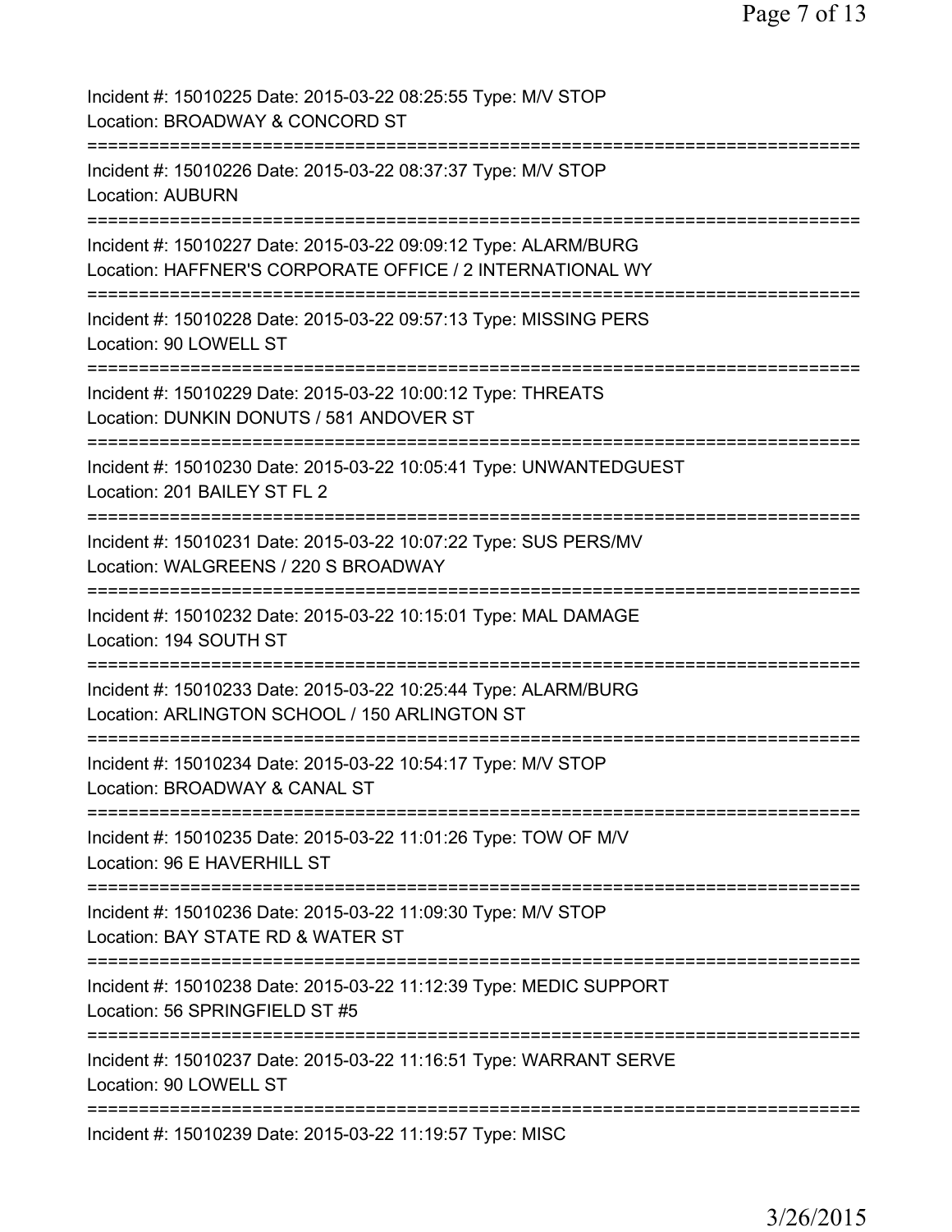Incident #: 15010225 Date: 2015-03-22 08:25:55 Type: M/V STOP
Location: BROADWAY & CONCORD ST

===========================================================================

Incident #: 15010226 Date: 2015-03-22 08:37:37 Type: M/V STOP
Location: AUBURN

===========================================================================

Incident #: 15010227 Date: 2015-03-22 09:09:12 Type: ALARM/BURG
Location: HAFFNER'S CORPORATE OFFICE / 2 INTERNATIONAL WY

===========================================================================

Incident #: 15010228 Date: 2015-03-22 09:57:13 Type: MISSING PERS
Location: 90 LOWELL ST

===========================================================================

Incident #: 15010229 Date: 2015-03-22 10:00:12 Type: THREATS
Location: DUNKIN DONUTS / 581 ANDOVER ST

===========================================================================

Incident #: 15010230 Date: 2015-03-22 10:05:41 Type: UNWANTEDGUEST
Location: 201 BAILEY ST FL 2

===========================================================================

Incident #: 15010231 Date: 2015-03-22 10:07:22 Type: SUS PERS/MV
Location: WALGREENS / 220 S BROADWAY

===========================================================================

Incident #: 15010232 Date: 2015-03-22 10:15:01 Type: MAL DAMAGE
Location: 194 SOUTH ST

===========================================================================

Incident #: 15010233 Date: 2015-03-22 10:25:44 Type: ALARM/BURG
Location: ARLINGTON SCHOOL / 150 ARLINGTON ST

===========================================================================

Incident #: 15010234 Date: 2015-03-22 10:54:17 Type: M/V STOP
Location: BROADWAY & CANAL ST

===========================================================================

Incident #: 15010235 Date: 2015-03-22 11:01:26 Type: TOW OF M/V
Location: 96 E HAVERHILL ST

===========================================================================

Incident #: 15010236 Date: 2015-03-22 11:09:30 Type: M/V STOP
Location: BAY STATE RD & WATER ST

===========================================================================

Incident #: 15010238 Date: 2015-03-22 11:12:39 Type: MEDIC SUPPORT
Location: 56 SPRINGFIELD ST #5

===========================================================================

Incident #: 15010237 Date: 2015-03-22 11:16:51 Type: WARRANT SERVE
Location: 90 LOWELL ST

===========================================================================

Incident #: 15010239 Date: 2015-03-22 11:19:57 Type: MISC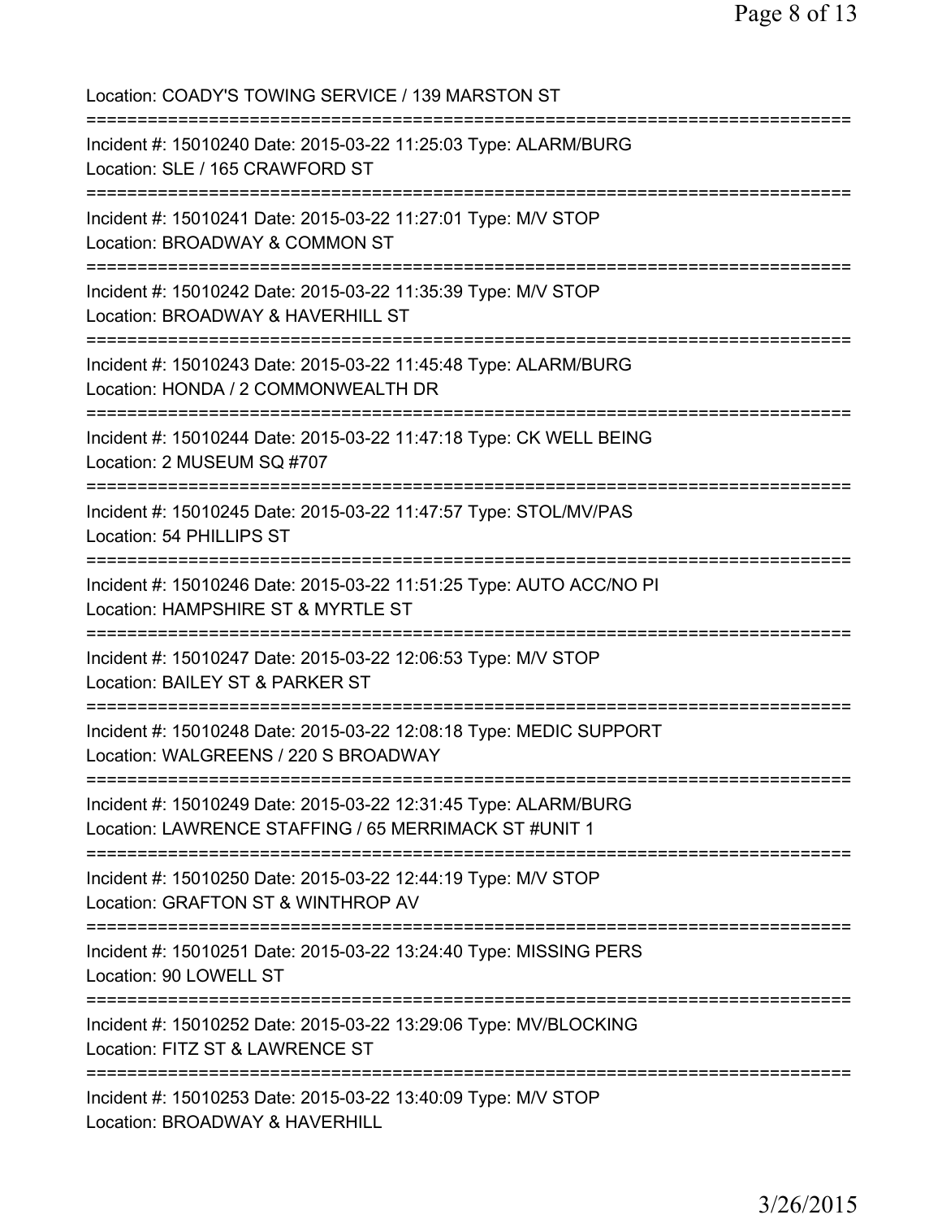Location: COADY'S TOWING SERVICE / 139 MARSTON ST

===========================================================================

Incident #: 15010240 Date: 2015-03-22 11:25:03 Type: ALARM/BURG
Location: SLE / 165 CRAWFORD ST

===========================================================================

Incident #: 15010241 Date: 2015-03-22 11:27:01 Type: M/V STOP
Location: BROADWAY & COMMON ST

===========================================================================

Incident #: 15010242 Date: 2015-03-22 11:35:39 Type: M/V STOP
Location: BROADWAY & HAVERHILL ST

===========================================================================

Incident #: 15010243 Date: 2015-03-22 11:45:48 Type: ALARM/BURG
Location: HONDA / 2 COMMONWEALTH DR

===========================================================================

Incident #: 15010244 Date: 2015-03-22 11:47:18 Type: CK WELL BEING
Location: 2 MUSEUM SQ #707

===========================================================================

Incident #: 15010245 Date: 2015-03-22 11:47:57 Type: STOL/MV/PAS
Location: 54 PHILLIPS ST

===========================================================================

Incident #: 15010246 Date: 2015-03-22 11:51:25 Type: AUTO ACC/NO PI
Location: HAMPSHIRE ST & MYRTLE ST

===========================================================================

Incident #: 15010247 Date: 2015-03-22 12:06:53 Type: M/V STOP
Location: BAILEY ST & PARKER ST

===========================================================================

Incident #: 15010248 Date: 2015-03-22 12:08:18 Type: MEDIC SUPPORT
Location: WALGREENS / 220 S BROADWAY

===========================================================================

Incident #: 15010249 Date: 2015-03-22 12:31:45 Type: ALARM/BURG
Location: LAWRENCE STAFFING / 65 MERRIMACK ST #UNIT 1

===========================================================================

Incident #: 15010250 Date: 2015-03-22 12:44:19 Type: M/V STOP
Location: GRAFTON ST & WINTHROP AV

===========================================================================

Incident #: 15010251 Date: 2015-03-22 13:24:40 Type: MISSING PERS
Location: 90 LOWELL ST

===========================================================================

Incident #: 15010252 Date: 2015-03-22 13:29:06 Type: MV/BLOCKING
Location: FITZ ST & LAWRENCE ST

===========================================================================

Incident #: 15010253 Date: 2015-03-22 13:40:09 Type: M/V STOP
Location: BROADWAY & HAVERHILL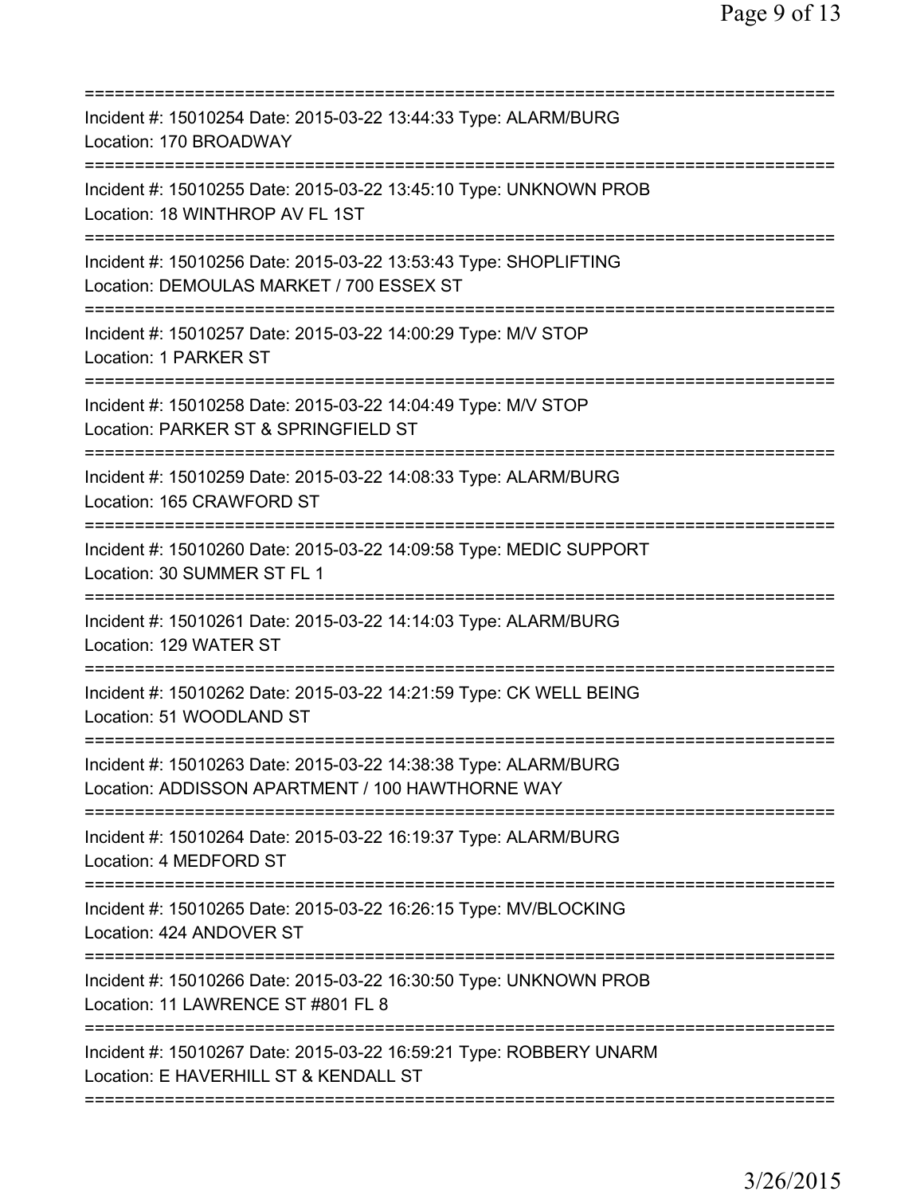===========================================================================

Incident #: 15010254 Date: 2015-03-22 13:44:33 Type: ALARM/BURG
Location: 170 BROADWAY

===========================================================================

Incident #: 15010255 Date: 2015-03-22 13:45:10 Type: UNKNOWN PROB
Location: 18 WINTHROP AV FL 1ST

===========================================================================

Incident #: 15010256 Date: 2015-03-22 13:53:43 Type: SHOPLIFTING
Location: DEMOULAS MARKET / 700 ESSEX ST

===========================================================================

Incident #: 15010257 Date: 2015-03-22 14:00:29 Type: M/V STOP
Location: 1 PARKER ST

===========================================================================

Incident #: 15010258 Date: 2015-03-22 14:04:49 Type: M/V STOP
Location: PARKER ST & SPRINGFIELD ST

===========================================================================

Incident #: 15010259 Date: 2015-03-22 14:08:33 Type: ALARM/BURG
Location: 165 CRAWFORD ST

===========================================================================

Incident #: 15010260 Date: 2015-03-22 14:09:58 Type: MEDIC SUPPORT
Location: 30 SUMMER ST FL 1

===========================================================================

Incident #: 15010261 Date: 2015-03-22 14:14:03 Type: ALARM/BURG
Location: 129 WATER ST

===========================================================================

Incident #: 15010262 Date: 2015-03-22 14:21:59 Type: CK WELL BEING
Location: 51 WOODLAND ST

===========================================================================

Incident #: 15010263 Date: 2015-03-22 14:38:38 Type: ALARM/BURG
Location: ADDISSON APARTMENT / 100 HAWTHORNE WAY

===========================================================================

Incident #: 15010264 Date: 2015-03-22 16:19:37 Type: ALARM/BURG
Location: 4 MEDFORD ST

===========================================================================

Incident #: 15010265 Date: 2015-03-22 16:26:15 Type: MV/BLOCKING
Location: 424 ANDOVER ST

===========================================================================

Incident #: 15010266 Date: 2015-03-22 16:30:50 Type: UNKNOWN PROB
Location: 11 LAWRENCE ST #801 FL 8

===========================================================================

Incident #: 15010267 Date: 2015-03-22 16:59:21 Type: ROBBERY UNARM
Location: E HAVERHILL ST & KENDALL ST

===========================================================================

3/26/2015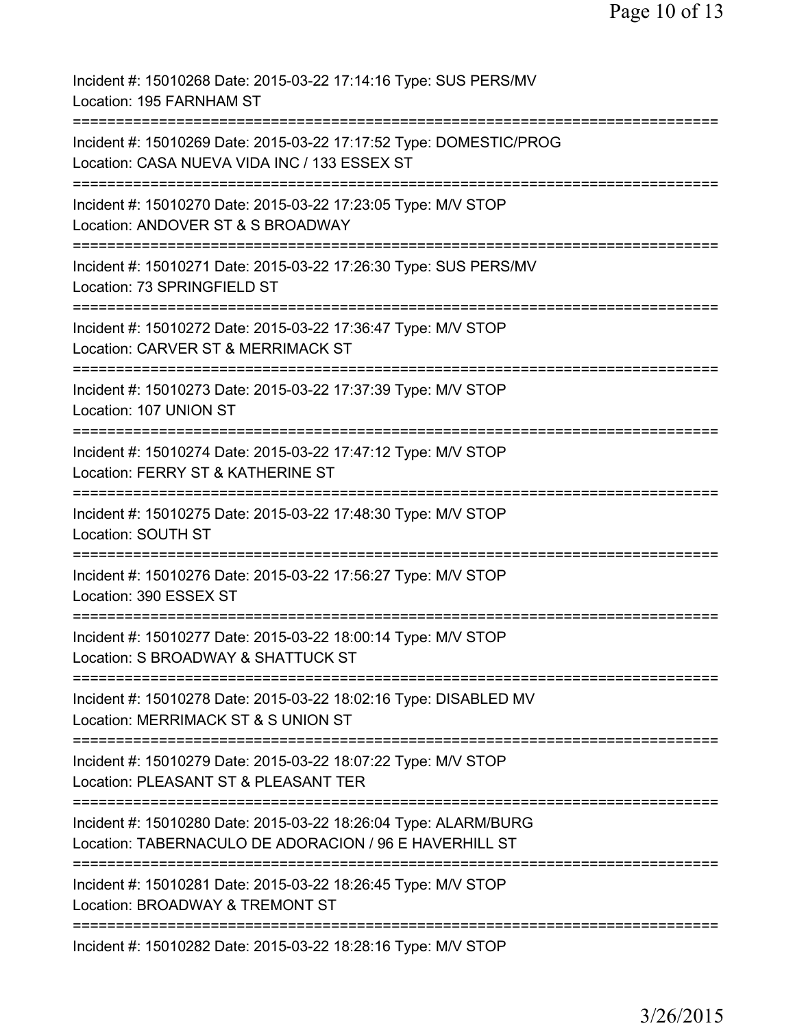Incident #: 15010268 Date: 2015-03-22 17:14:16 Type: SUS PERS/MV
Location: 195 FARNHAM ST

===========================================================================

Incident #: 15010269 Date: 2015-03-22 17:17:52 Type: DOMESTIC/PROG
Location: CASA NUEVA VIDA INC / 133 ESSEX ST

===========================================================================

Incident #: 15010270 Date: 2015-03-22 17:23:05 Type: M/V STOP
Location: ANDOVER ST & S BROADWAY

===========================================================================

Incident #: 15010271 Date: 2015-03-22 17:26:30 Type: SUS PERS/MV
Location: 73 SPRINGFIELD ST

===========================================================================

Incident #: 15010272 Date: 2015-03-22 17:36:47 Type: M/V STOP
Location: CARVER ST & MERRIMACK ST

===========================================================================

Incident #: 15010273 Date: 2015-03-22 17:37:39 Type: M/V STOP
Location: 107 UNION ST

===========================================================================

Incident #: 15010274 Date: 2015-03-22 17:47:12 Type: M/V STOP
Location: FERRY ST & KATHERINE ST

===========================================================================

Incident #: 15010275 Date: 2015-03-22 17:48:30 Type: M/V STOP
Location: SOUTH ST

===========================================================================

Incident #: 15010276 Date: 2015-03-22 17:56:27 Type: M/V STOP
Location: 390 ESSEX ST

===========================================================================

Incident #: 15010277 Date: 2015-03-22 18:00:14 Type: M/V STOP
Location: S BROADWAY & SHATTUCK ST

===========================================================================

Incident #: 15010278 Date: 2015-03-22 18:02:16 Type: DISABLED MV
Location: MERRIMACK ST & S UNION ST

===========================================================================

Incident #: 15010279 Date: 2015-03-22 18:07:22 Type: M/V STOP
Location: PLEASANT ST & PLEASANT TER

===========================================================================

Incident #: 15010280 Date: 2015-03-22 18:26:04 Type: ALARM/BURG
Location: TABERNACULO DE ADORACION / 96 E HAVERHILL ST

===========================================================================

Incident #: 15010281 Date: 2015-03-22 18:26:45 Type: M/V STOP
Location: BROADWAY & TREMONT ST

===========================================================================

Incident #: 15010282 Date: 2015-03-22 18:28:16 Type: M/V STOP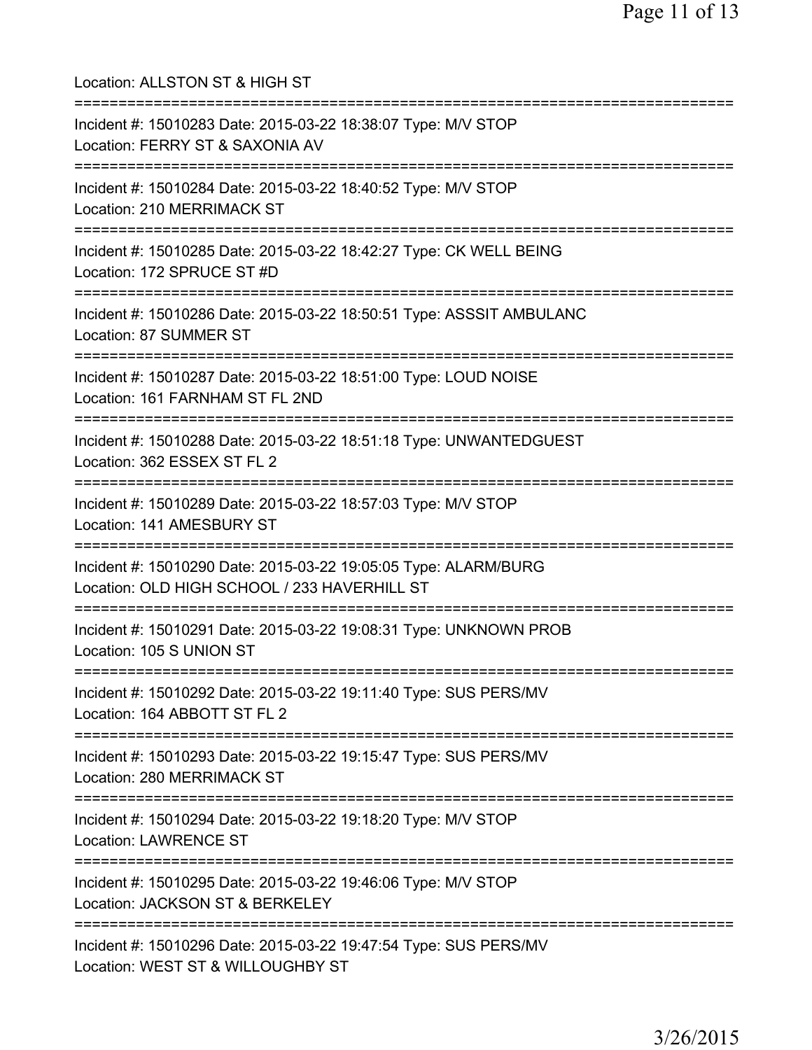Location: ALLSTON ST & HIGH ST

===========================================================================

Incident #: 15010283 Date: 2015-03-22 18:38:07 Type: M/V STOP
Location: FERRY ST & SAXONIA AV

===========================================================================

Incident #: 15010284 Date: 2015-03-22 18:40:52 Type: M/V STOP
Location: 210 MERRIMACK ST

===========================================================================

Incident #: 15010285 Date: 2015-03-22 18:42:27 Type: CK WELL BEING
Location: 172 SPRUCE ST #D

===========================================================================

Incident #: 15010286 Date: 2015-03-22 18:50:51 Type: ASSSIT AMBULANC
Location: 87 SUMMER ST

===========================================================================

Incident #: 15010287 Date: 2015-03-22 18:51:00 Type: LOUD NOISE
Location: 161 FARNHAM ST FL 2ND

===========================================================================

Incident #: 15010288 Date: 2015-03-22 18:51:18 Type: UNWANTEDGUEST
Location: 362 ESSEX ST FL 2

===========================================================================

Incident #: 15010289 Date: 2015-03-22 18:57:03 Type: M/V STOP
Location: 141 AMESBURY ST

===========================================================================

Incident #: 15010290 Date: 2015-03-22 19:05:05 Type: ALARM/BURG
Location: OLD HIGH SCHOOL / 233 HAVERHILL ST

===========================================================================

Incident #: 15010291 Date: 2015-03-22 19:08:31 Type: UNKNOWN PROB
Location: 105 S UNION ST

===========================================================================

Incident #: 15010292 Date: 2015-03-22 19:11:40 Type: SUS PERS/MV
Location: 164 ABBOTT ST FL 2

===========================================================================

Incident #: 15010293 Date: 2015-03-22 19:15:47 Type: SUS PERS/MV
Location: 280 MERRIMACK ST

===========================================================================

Incident #: 15010294 Date: 2015-03-22 19:18:20 Type: M/V STOP
Location: LAWRENCE ST

===========================================================================

Incident #: 15010295 Date: 2015-03-22 19:46:06 Type: M/V STOP
Location: JACKSON ST & BERKELEY

===========================================================================

Incident #: 15010296 Date: 2015-03-22 19:47:54 Type: SUS PERS/MV
Location: WEST ST & WILLOUGHBY ST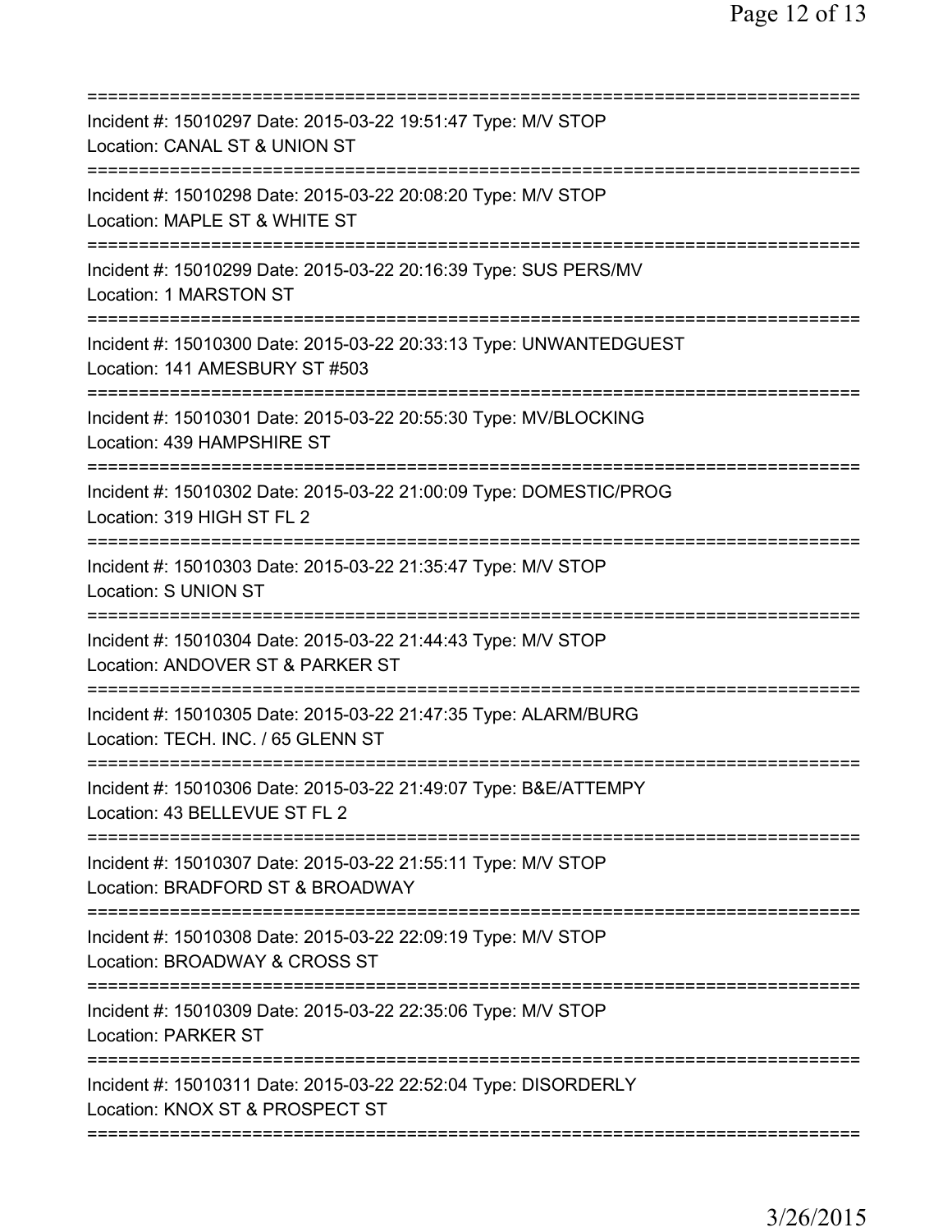===========================================================================
Incident #: 15010297 Date: 2015-03-22 19:51:47 Type: M/V STOP
Location: CANAL ST & UNION ST
===========================================================================
Incident #: 15010298 Date: 2015-03-22 20:08:20 Type: M/V STOP
Location: MAPLE ST & WHITE ST
===========================================================================
Incident #: 15010299 Date: 2015-03-22 20:16:39 Type: SUS PERS/MV
Location: 1 MARSTON ST
===========================================================================
Incident #: 15010300 Date: 2015-03-22 20:33:13 Type: UNWANTEDGUEST
Location: 141 AMESBURY ST #503
===========================================================================
Incident #: 15010301 Date: 2015-03-22 20:55:30 Type: MV/BLOCKING
Location: 439 HAMPSHIRE ST
===========================================================================
Incident #: 15010302 Date: 2015-03-22 21:00:09 Type: DOMESTIC/PROG
Location: 319 HIGH ST FL 2
===========================================================================
Incident #: 15010303 Date: 2015-03-22 21:35:47 Type: M/V STOP
Location: S UNION ST
===========================================================================
Incident #: 15010304 Date: 2015-03-22 21:44:43 Type: M/V STOP
Location: ANDOVER ST & PARKER ST
===========================================================================
Incident #: 15010305 Date: 2015-03-22 21:47:35 Type: ALARM/BURG
Location: TECH. INC. / 65 GLENN ST
===========================================================================
Incident #: 15010306 Date: 2015-03-22 21:49:07 Type: B&E/ATTEMPY
Location: 43 BELLEVUE ST FL 2
===========================================================================
Incident #: 15010307 Date: 2015-03-22 21:55:11 Type: M/V STOP
Location: BRADFORD ST & BROADWAY
===========================================================================
Incident #: 15010308 Date: 2015-03-22 22:09:19 Type: M/V STOP
Location: BROADWAY & CROSS ST
===========================================================================
Incident #: 15010309 Date: 2015-03-22 22:35:06 Type: M/V STOP
Location: PARKER ST
===========================================================================
Incident #: 15010311 Date: 2015-03-22 22:52:04 Type: DISORDERLY
Location: KNOX ST & PROSPECT ST
===========================================================================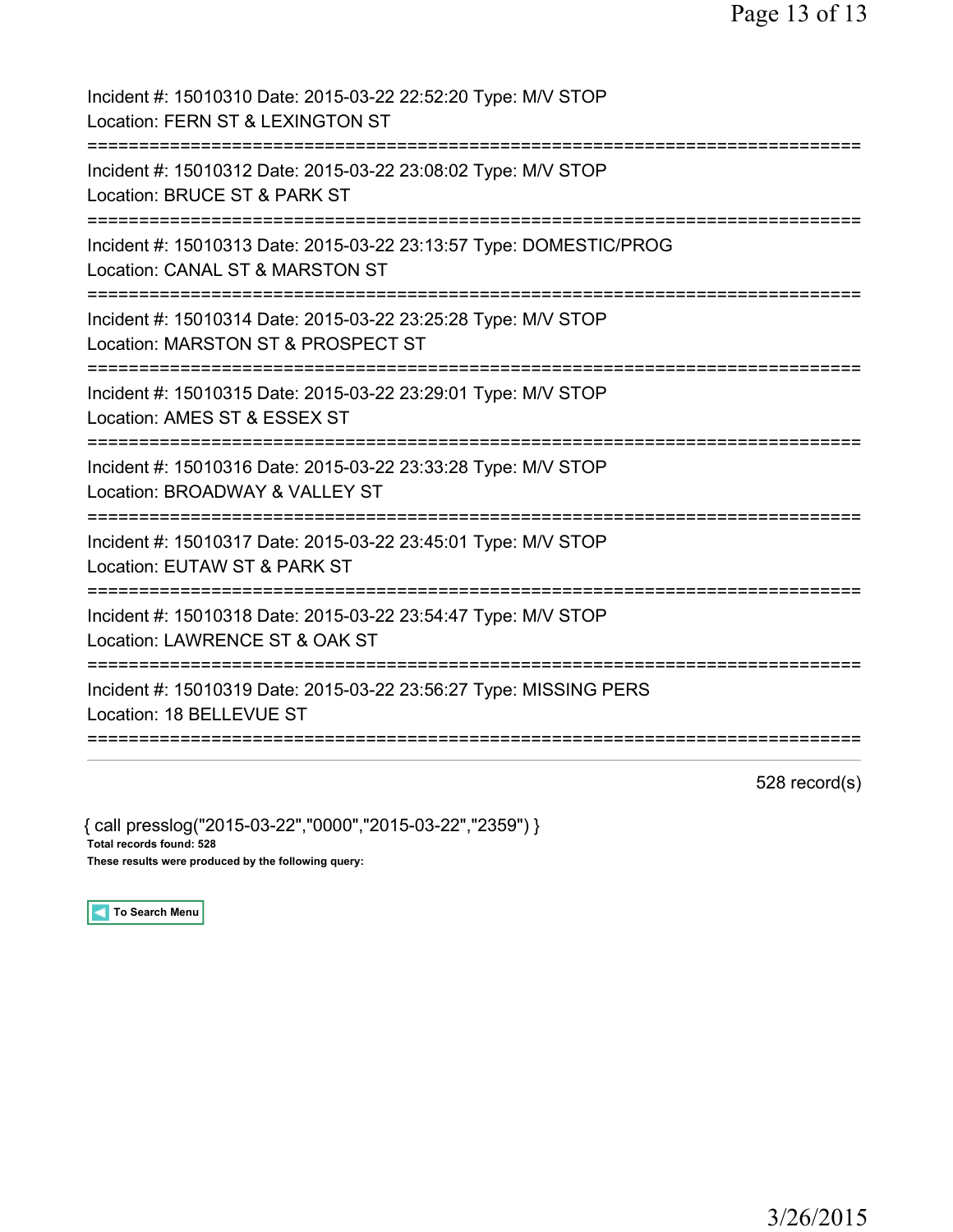Incident #: 15010310 Date: 2015-03-22 22:52:20 Type: M/V STOP
Location: FERN ST & LEXINGTON ST
===========================================================================
Incident #: 15010312 Date: 2015-03-22 23:08:02 Type: M/V STOP
Location: BRUCE ST & PARK ST
===========================================================================
Incident #: 15010313 Date: 2015-03-22 23:13:57 Type: DOMESTIC/PROG
Location: CANAL ST & MARSTON ST
===========================================================================
Incident #: 15010314 Date: 2015-03-22 23:25:28 Type: M/V STOP
Location: MARSTON ST & PROSPECT ST
===========================================================================
Incident #: 15010315 Date: 2015-03-22 23:29:01 Type: M/V STOP
Location: AMES ST & ESSEX ST
===========================================================================
Incident #: 15010316 Date: 2015-03-22 23:33:28 Type: M/V STOP
Location: BROADWAY & VALLEY ST
===========================================================================
Incident #: 15010317 Date: 2015-03-22 23:45:01 Type: M/V STOP
Location: EUTAW ST & PARK ST
===========================================================================
Incident #: 15010318 Date: 2015-03-22 23:54:47 Type: M/V STOP
Location: LAWRENCE ST & OAK ST
===========================================================================
Incident #: 15010319 Date: 2015-03-22 23:56:27 Type: MISSING PERS
Location: 18 BELLEVUE ST
===========================================================================

528 record(s)

{ call presslog("2015-03-22","0000","2015-03-22","2359") }

**Total records found: 528**

**These results were produced by the following query:**

To Search Menu